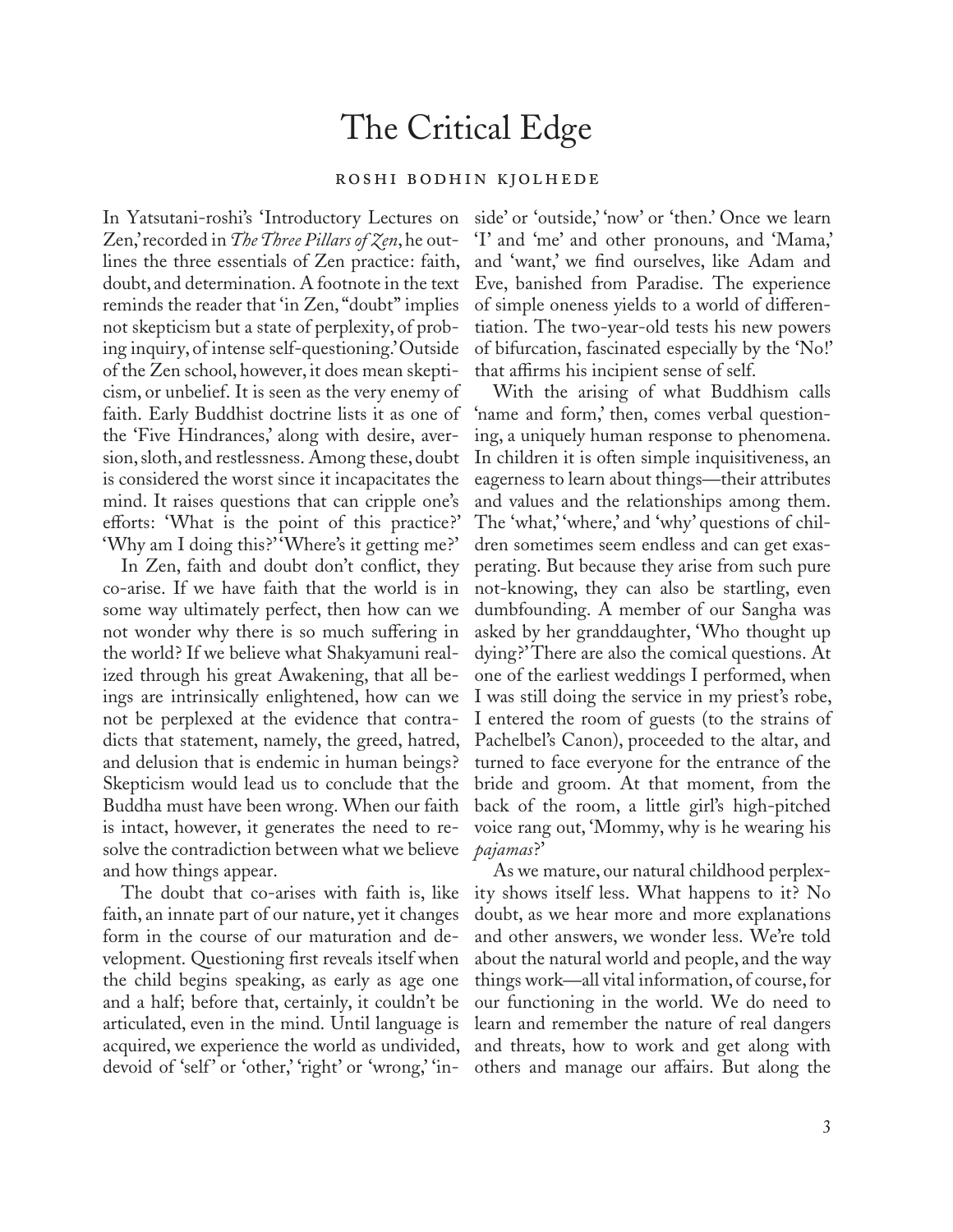# The Critical Edge

ROSHI BODHIN KJOLHEDE

In Yatsutani-roshi's 'Introductory Lectures on Zen,' recorded in *The Three Pillars of Zen*, he outlines the three essentials of Zen practice: faith, doubt, and determination. A footnote in the text reminds the reader that 'in Zen, "doubt" implies not skepticism but a state of perplexity, of probing inquiry, of intense self-questioning.' Outside of the Zen school, however, it does mean skepticism, or unbelief. It is seen as the very enemy of faith. Early Buddhist doctrine lists it as one of the 'Five Hindrances,' along with desire, aversion, sloth, and restlessness. Among these, doubt is considered the worst since it incapacitates the mind. It raises questions that can cripple one's efforts: 'What is the point of this practice?' 'Why am I doing this?' 'Where's it getting me?'

In Zen, faith and doubt don't conflict, they co-arise. If we have faith that the world is in some way ultimately perfect, then how can we not wonder why there is so much suffering in the world? If we believe what Shakyamuni realized through his great Awakening, that all beings are intrinsically enlightened, how can we not be perplexed at the evidence that contradicts that statement, namely, the greed, hatred, and delusion that is endemic in human beings? Skepticism would lead us to conclude that the Buddha must have been wrong. When our faith is intact, however, it generates the need to resolve the contradiction between what we believe and how things appear.

The doubt that co-arises with faith is, like faith, an innate part of our nature, yet it changes form in the course of our maturation and development. Questioning first reveals itself when the child begins speaking, as early as age one and a half; before that, certainly, it couldn't be articulated, even in the mind. Until language is acquired, we experience the world as undivided, devoid of 'self' or 'other,' 'right' or 'wrong,' 'inside' or 'outside,' 'now' or 'then.' Once we learn 'I' and 'me' and other pronouns, and 'Mama,' and 'want,' we find ourselves, like Adam and Eve, banished from Paradise. The experience of simple oneness yields to a world of differentiation. The two-year-old tests his new powers of bifurcation, fascinated especially by the 'No!' that affirms his incipient sense of self.

With the arising of what Buddhism calls 'name and form,' then, comes verbal questioning, a uniquely human response to phenomena. In children it is often simple inquisitiveness, an eagerness to learn about things—their attributes and values and the relationships among them. The 'what,' 'where,' and 'why' questions of children sometimes seem endless and can get exasperating. But because they arise from such pure not-knowing, they can also be startling, even dumbfounding. A member of our Sangha was asked by her granddaughter, 'Who thought up dying?' There are also the comical questions. At one of the earliest weddings I performed, when I was still doing the service in my priest's robe, I entered the room of guests (to the strains of Pachelbel's Canon), proceeded to the altar, and turned to face everyone for the entrance of the bride and groom. At that moment, from the back of the room, a little girl's high-pitched voice rang out, 'Mommy, why is he wearing his *pajamas*?'

As we mature, our natural childhood perplexity shows itself less. What happens to it? No doubt, as we hear more and more explanations and other answers, we wonder less. We're told about the natural world and people, and the way things work—all vital information, of course, for our functioning in the world. We do need to learn and remember the nature of real dangers and threats, how to work and get along with others and manage our affairs. But along the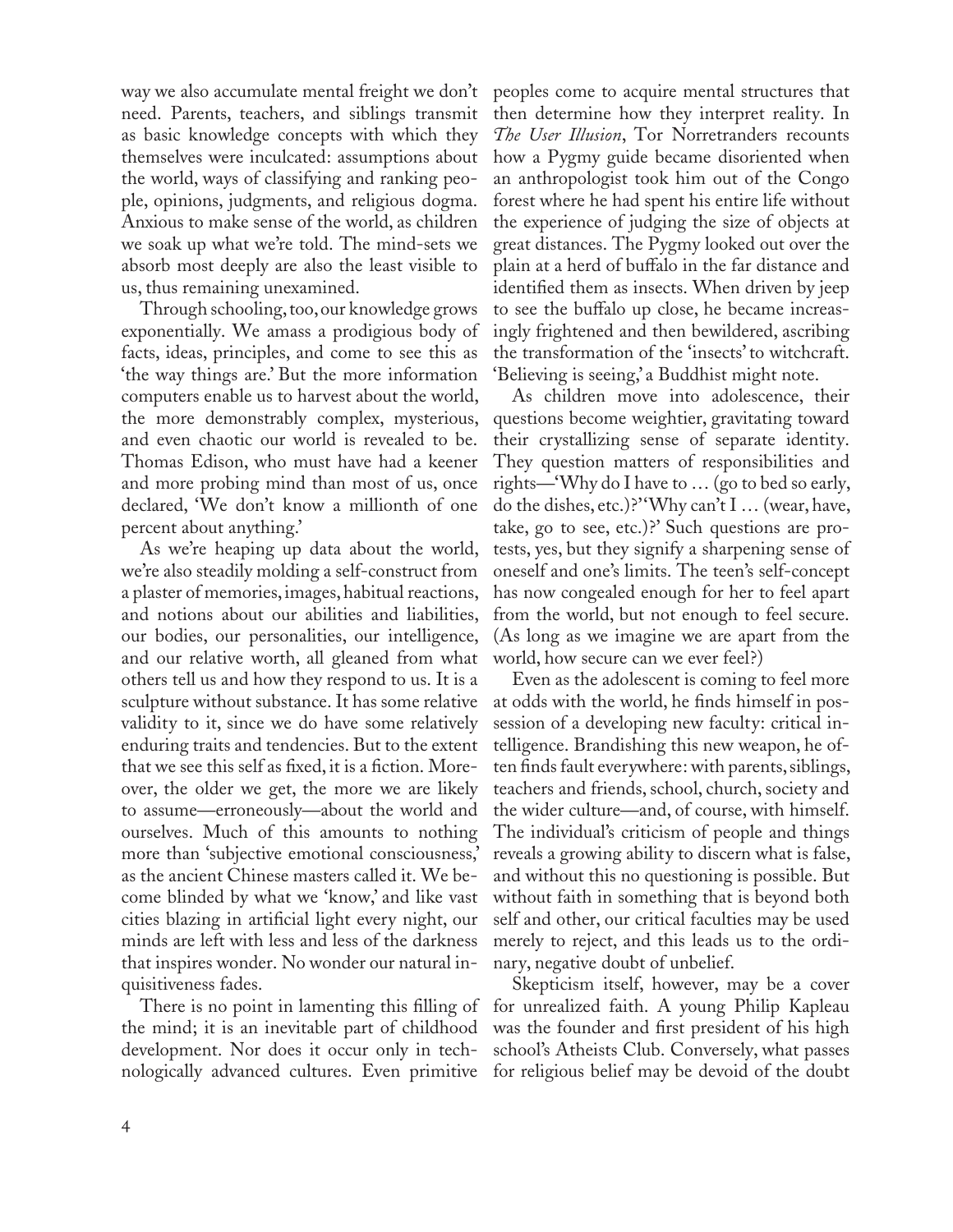way we also accumulate mental freight we don't need. Parents, teachers, and siblings transmit as basic knowledge concepts with which they themselves were inculcated: assumptions about the world, ways of classifying and ranking people, opinions, judgments, and religious dogma. Anxious to make sense of the world, as children we soak up what we're told. The mind-sets we absorb most deeply are also the least visible to us, thus remaining unexamined.

Through schooling, too, our knowledge grows exponentially. We amass a prodigious body of facts, ideas, principles, and come to see this as 'the way things are.' But the more information computers enable us to harvest about the world, the more demonstrably complex, mysterious, and even chaotic our world is revealed to be. Thomas Edison, who must have had a keener and more probing mind than most of us, once declared, 'We don't know a millionth of one percent about anything.'

As we're heaping up data about the world, we're also steadily molding a self-construct from a plaster of memories, images, habitual reactions, and notions about our abilities and liabilities, our bodies, our personalities, our intelligence, and our relative worth, all gleaned from what others tell us and how they respond to us. It is a sculpture without substance. It has some relative validity to it, since we do have some relatively enduring traits and tendencies. But to the extent that we see this self as fixed, it is a fiction. Moreover, the older we get, the more we are likely to assume—erroneously—about the world and ourselves. Much of this amounts to nothing more than 'subjective emotional consciousness,' as the ancient Chinese masters called it. We become blinded by what we 'know,' and like vast cities blazing in artificial light every night, our minds are left with less and less of the darkness that inspires wonder. No wonder our natural inquisitiveness fades.

There is no point in lamenting this filling of the mind; it is an inevitable part of childhood development. Nor does it occur only in technologically advanced cultures. Even primitive peoples come to acquire mental structures that then determine how they interpret reality. In *The User Illusion*, Tor Norretranders recounts how a Pygmy guide became disoriented when an anthropologist took him out of the Congo forest where he had spent his entire life without the experience of judging the size of objects at great distances. The Pygmy looked out over the plain at a herd of buffalo in the far distance and identified them as insects. When driven by jeep to see the buffalo up close, he became increasingly frightened and then bewildered, ascribing the transformation of the 'insects' to witchcraft. 'Believing is seeing,' a Buddhist might note.

As children move into adolescence, their questions become weightier, gravitating toward their crystallizing sense of separate identity. They question matters of responsibilities and rights—'Why do I have to … (go to bed so early, do the dishes, etc.)?' 'Why can't I … (wear, have, take, go to see, etc.)?' Such questions are protests, yes, but they signify a sharpening sense of oneself and one's limits. The teen's self-concept has now congealed enough for her to feel apart from the world, but not enough to feel secure. (As long as we imagine we are apart from the world, how secure can we ever feel?)

Even as the adolescent is coming to feel more at odds with the world, he finds himself in possession of a developing new faculty: critical intelligence. Brandishing this new weapon, he often finds fault everywhere: with parents, siblings, teachers and friends, school, church, society and the wider culture—and, of course, with himself. The individual's criticism of people and things reveals a growing ability to discern what is false, and without this no questioning is possible. But without faith in something that is beyond both self and other, our critical faculties may be used merely to reject, and this leads us to the ordinary, negative doubt of unbelief.

Skepticism itself, however, may be a cover for unrealized faith. A young Philip Kapleau was the founder and first president of his high school's Atheists Club. Conversely, what passes for religious belief may be devoid of the doubt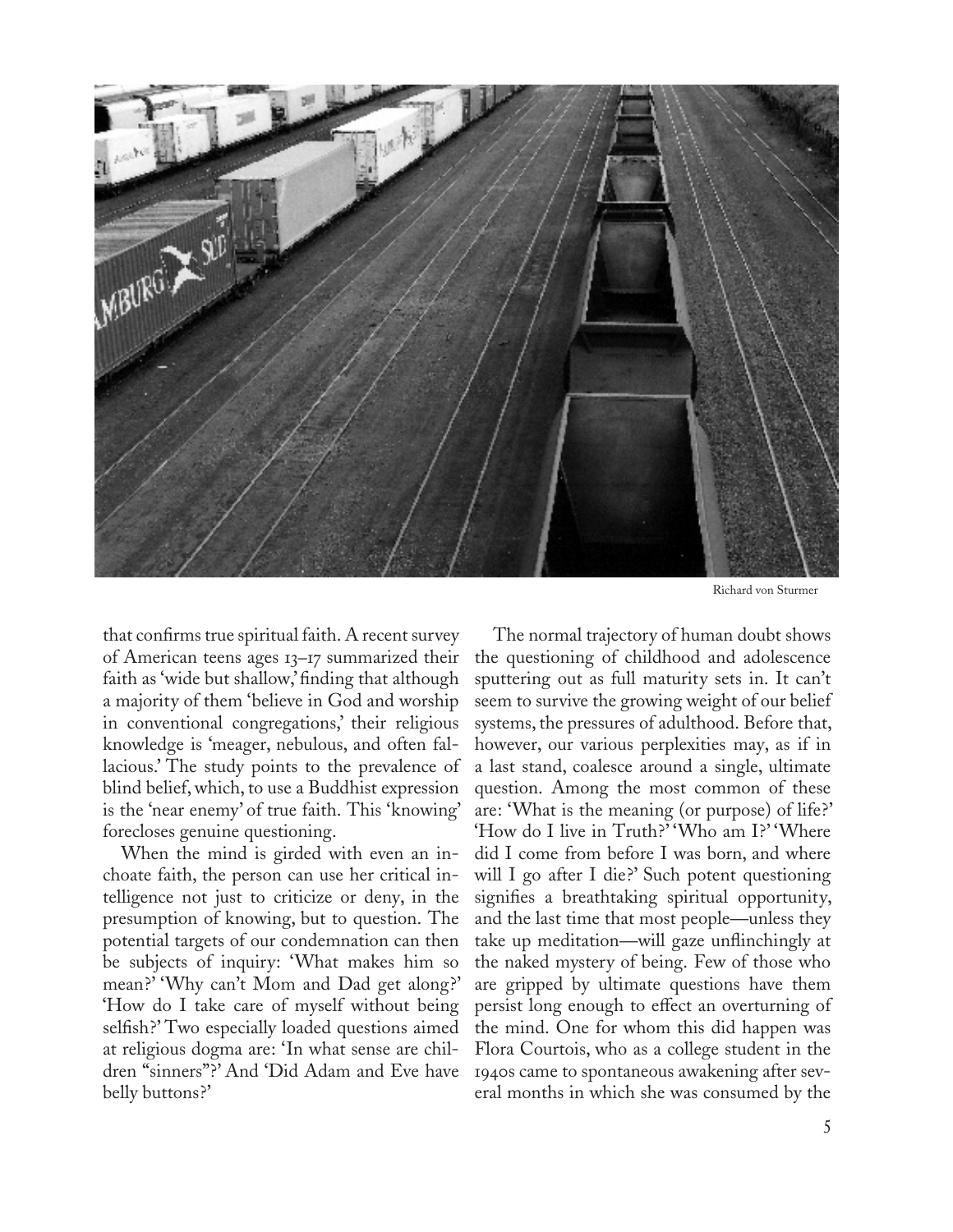Richard von Sturmer

that confirms true spiritual faith. A recent survey of American teens ages 13–17 summarized their faith as 'wide but shallow,' finding that although a majority of them 'believe in God and worship in conventional congregations,' their religious knowledge is 'meager, nebulous, and often fallacious.' The study points to the prevalence of blind belief, which, to use a Buddhist expression is the 'near enemy' of true faith. This 'knowing' forecloses genuine questioning.

When the mind is girded with even an inchoate faith, the person can use her critical intelligence not just to criticize or deny, in the presumption of knowing, but to question. The potential targets of our condemnation can then be subjects of inquiry: 'What makes him so mean?' 'Why can't Mom and Dad get along?' 'How do I take care of myself without being selfish?' Two especially loaded questions aimed at religious dogma are: 'In what sense are children "sinners"?' And 'Did Adam and Eve have belly buttons?'

The normal trajectory of human doubt shows the questioning of childhood and adolescence sputtering out as full maturity sets in. It can't seem to survive the growing weight of our belief systems, the pressures of adulthood. Before that, however, our various perplexities may, as if in a last stand, coalesce around a single, ultimate question. Among the most common of these are: 'What is the meaning (or purpose) of life?' 'How do I live in Truth?' 'Who am I?' 'Where did I come from before I was born, and where will I go after I die?' Such potent questioning signifies a breathtaking spiritual opportunity, and the last time that most people—unless they take up meditation—will gaze unflinchingly at the naked mystery of being. Few of those who are gripped by ultimate questions have them persist long enough to effect an overturning of the mind. One for whom this did happen was Flora Courtois, who as a college student in the 1940s came to spontaneous awakening after several months in which she was consumed by the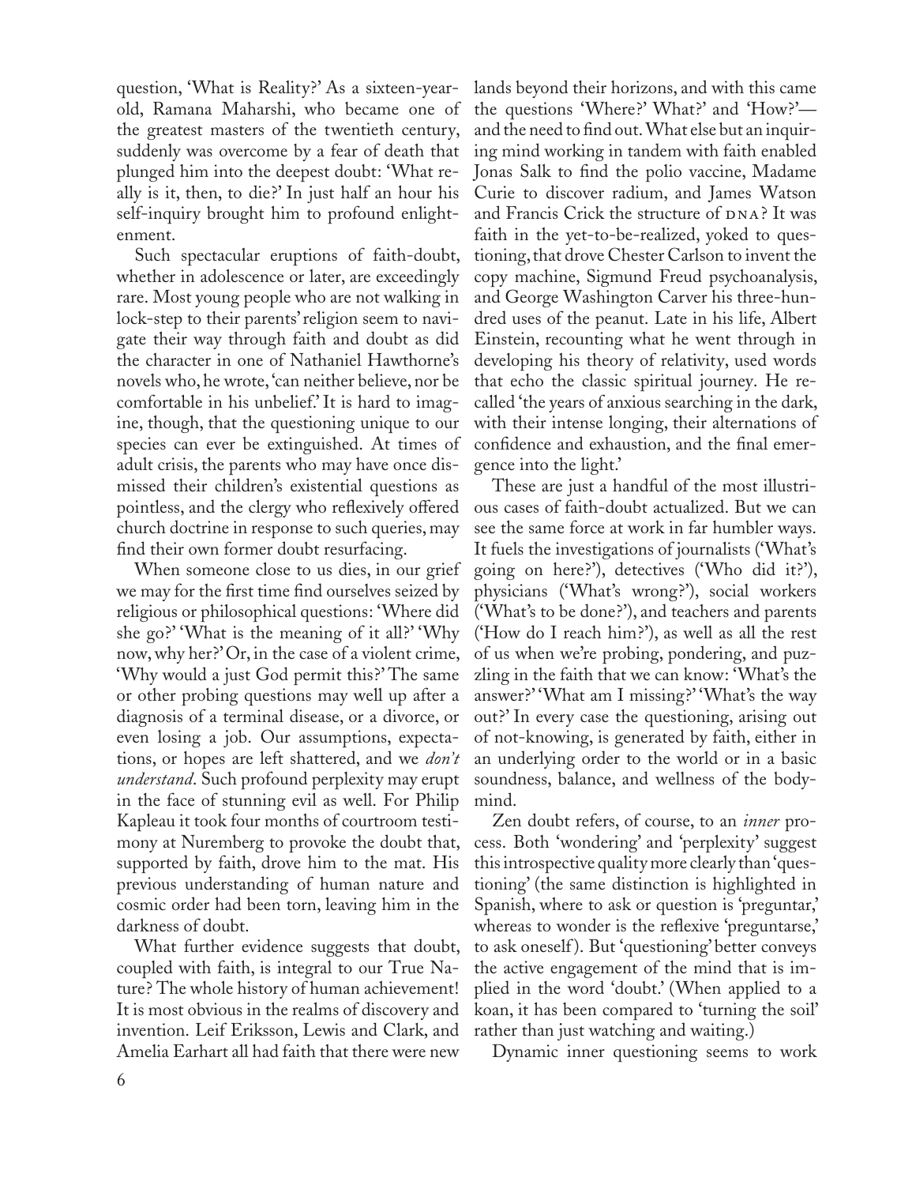question, 'What is Reality?' As a sixteen-year-old, Ramana Maharshi, who became one of the greatest masters of the twentieth century, suddenly was overcome by a fear of death that plunged him into the deepest doubt: 'What really is it, then, to die?' In just half an hour his self-inquiry brought him to profound enlightenment.

Such spectacular eruptions of faith-doubt, whether in adolescence or later, are exceedingly rare. Most young people who are not walking in lock-step to their parents' religion seem to navigate their way through faith and doubt as did the character in one of Nathaniel Hawthorne's novels who, he wrote, 'can neither believe, nor be comfortable in his unbelief.' It is hard to imagine, though, that the questioning unique to our species can ever be extinguished. At times of adult crisis, the parents who may have once dismissed their children's existential questions as pointless, and the clergy who reflexively offered church doctrine in response to such queries, may find their own former doubt resurfacing.

When someone close to us dies, in our grief we may for the first time find ourselves seized by religious or philosophical questions: 'Where did she go?' 'What is the meaning of it all?' 'Why now, why her?' Or, in the case of a violent crime, 'Why would a just God permit this?' The same or other probing questions may well up after a diagnosis of a terminal disease, or a divorce, or even losing a job. Our assumptions, expectations, or hopes are left shattered, and we *don't understand*. Such profound perplexity may erupt in the face of stunning evil as well. For Philip Kapleau it took four months of courtroom testimony at Nuremberg to provoke the doubt that, supported by faith, drove him to the mat. His previous understanding of human nature and cosmic order had been torn, leaving him in the darkness of doubt.

What further evidence suggests that doubt, coupled with faith, is integral to our True Nature? The whole history of human achievement! It is most obvious in the realms of discovery and invention. Leif Eriksson, Lewis and Clark, and Amelia Earhart all had faith that there were new lands beyond their horizons, and with this came the questions 'Where?' What?' and 'How?'—and the need to find out. What else but an inquiring mind working in tandem with faith enabled Jonas Salk to find the polio vaccine, Madame Curie to discover radium, and James Watson and Francis Crick the structure of DNA? It was faith in the yet-to-be-realized, yoked to questioning, that drove Chester Carlson to invent the copy machine, Sigmund Freud psychoanalysis, and George Washington Carver his three-hundred uses of the peanut. Late in his life, Albert Einstein, recounting what he went through in developing his theory of relativity, used words that echo the classic spiritual journey. He recalled 'the years of anxious searching in the dark, with their intense longing, their alternations of confidence and exhaustion, and the final emergence into the light.'

These are just a handful of the most illustrious cases of faith-doubt actualized. But we can see the same force at work in far humbler ways. It fuels the investigations of journalists ('What's going on here?'), detectives ('Who did it?'), physicians ('What's wrong?'), social workers ('What's to be done?'), and teachers and parents ('How do I reach him?'), as well as all the rest of us when we're probing, pondering, and puzzling in the faith that we can know: 'What's the answer?' 'What am I missing?' 'What's the way out?' In every case the questioning, arising out of not-knowing, is generated by faith, either in an underlying order to the world or in a basic soundness, balance, and wellness of the body-mind.

Zen doubt refers, of course, to an *inner* process. Both 'wondering' and 'perplexity' suggest this introspective quality more clearly than 'questioning' (the same distinction is highlighted in Spanish, where to ask or question is 'preguntar,' whereas to wonder is the reflexive 'preguntarse,' to ask oneself). But 'questioning' better conveys the active engagement of the mind that is implied in the word 'doubt.' (When applied to a koan, it has been compared to 'turning the soil' rather than just watching and waiting.)

Dynamic inner questioning seems to work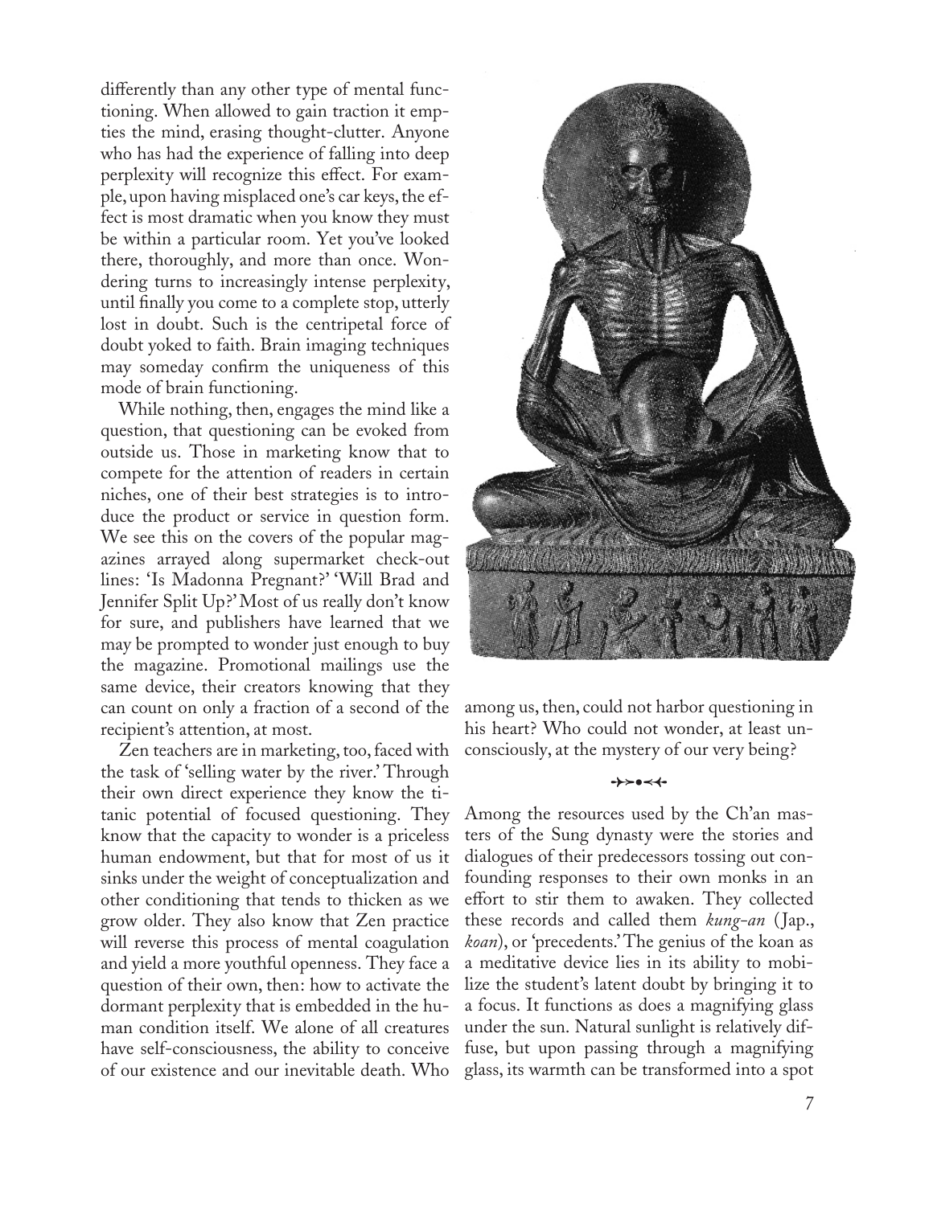differently than any other type of mental functioning. When allowed to gain traction it empties the mind, erasing thought-clutter. Anyone who has had the experience of falling into deep perplexity will recognize this effect. For example, upon having misplaced one's car keys, the effect is most dramatic when you know they must be within a particular room. Yet you've looked there, thoroughly, and more than once. Wondering turns to increasingly intense perplexity, until finally you come to a complete stop, utterly lost in doubt. Such is the centripetal force of doubt yoked to faith. Brain imaging techniques may someday confirm the uniqueness of this mode of brain functioning.

While nothing, then, engages the mind like a question, that questioning can be evoked from outside us. Those in marketing know that to compete for the attention of readers in certain niches, one of their best strategies is to introduce the product or service in question form. We see this on the covers of the popular magazines arrayed along supermarket check-out lines: 'Is Madonna Pregnant?' 'Will Brad and Jennifer Split Up?' Most of us really don't know for sure, and publishers have learned that we may be prompted to wonder just enough to buy the magazine. Promotional mailings use the same device, their creators knowing that they can count on only a fraction of a second of the recipient's attention, at most.

Zen teachers are in marketing, too, faced with the task of 'selling water by the river.' Through their own direct experience they know the titanic potential of focused questioning. They know that the capacity to wonder is a priceless human endowment, but that for most of us it sinks under the weight of conceptualization and other conditioning that tends to thicken as we grow older. They also know that Zen practice will reverse this process of mental coagulation and yield a more youthful openness. They face a question of their own, then: how to activate the dormant perplexity that is embedded in the human condition itself. We alone of all creatures have self-consciousness, the ability to conceive of our existence and our inevitable death. Who among us, then, could not harbor questioning in his heart? Who could not wonder, at least unconsciously, at the mystery of our very being?

Among the resources used by the Ch'an masters of the Sung dynasty were the stories and dialogues of their predecessors tossing out confounding responses to their own monks in an effort to stir them to awaken. They collected these records and called them *kung-an* (Jap., *koan*), or 'precedents.' The genius of the koan as a meditative device lies in its ability to mobilize the student's latent doubt by bringing it to a focus. It functions as does a magnifying glass under the sun. Natural sunlight is relatively diffuse, but upon passing through a magnifying glass, its warmth can be transformed into a spot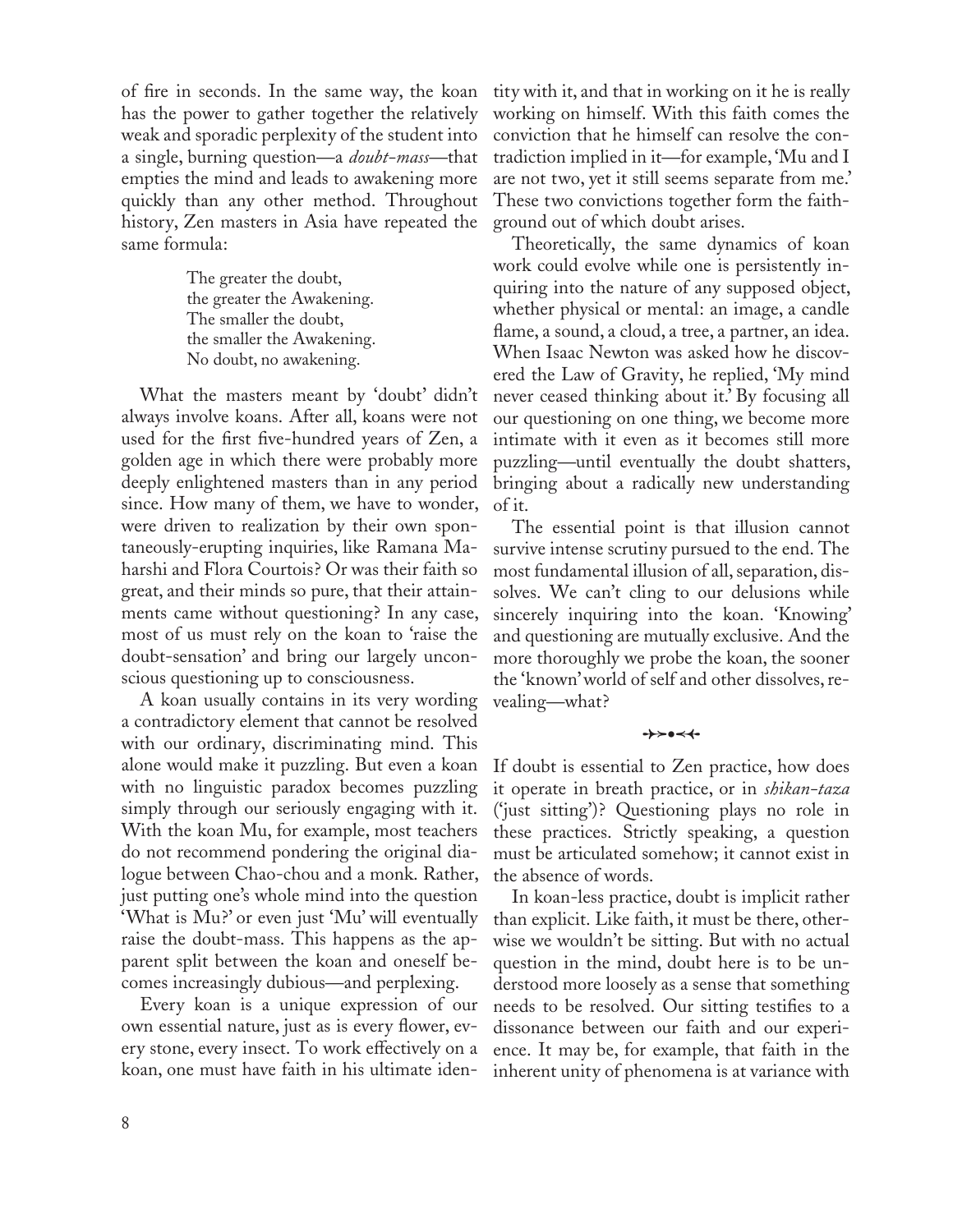of fire in seconds. In the same way, the koan has the power to gather together the relatively weak and sporadic perplexity of the student into a single, burning question—a *doubt-mass*—that empties the mind and leads to awakening more quickly than any other method. Throughout history, Zen masters in Asia have repeated the same formula:

> The greater the doubt,
> the greater the Awakening.
> The smaller the doubt,
> the smaller the Awakening.
> No doubt, no awakening.

What the masters meant by 'doubt' didn't always involve koans. After all, koans were not used for the first five-hundred years of Zen, a golden age in which there were probably more deeply enlightened masters than in any period since. How many of them, we have to wonder, were driven to realization by their own spontaneously-erupting inquiries, like Ramana Maharshi and Flora Courtois? Or was their faith so great, and their minds so pure, that their attainments came without questioning? In any case, most of us must rely on the koan to 'raise the doubt-sensation' and bring our largely unconscious questioning up to consciousness.

A koan usually contains in its very wording a contradictory element that cannot be resolved with our ordinary, discriminating mind. This alone would make it puzzling. But even a koan with no linguistic paradox becomes puzzling simply through our seriously engaging with it. With the koan Mu, for example, most teachers do not recommend pondering the original dialogue between Chao-chou and a monk. Rather, just putting one's whole mind into the question 'What is Mu?' or even just 'Mu' will eventually raise the doubt-mass. This happens as the apparent split between the koan and oneself becomes increasingly dubious—and perplexing.

Every koan is a unique expression of our own essential nature, just as is every flower, every stone, every insect. To work effectively on a koan, one must have faith in his ultimate identity with it, and that in working on it he is really working on himself. With this faith comes the conviction that he himself can resolve the contradiction implied in it—for example, 'Mu and I are not two, yet it still seems separate from me.' These two convictions together form the faith-ground out of which doubt arises.

Theoretically, the same dynamics of koan work could evolve while one is persistently inquiring into the nature of any supposed object, whether physical or mental: an image, a candle flame, a sound, a cloud, a tree, a partner, an idea. When Isaac Newton was asked how he discovered the Law of Gravity, he replied, 'My mind never ceased thinking about it.' By focusing all our questioning on one thing, we become more intimate with it even as it becomes still more puzzling—until eventually the doubt shatters, bringing about a radically new understanding of it.

The essential point is that illusion cannot survive intense scrutiny pursued to the end. The most fundamental illusion of all, separation, dissolves. We can't cling to our delusions while sincerely inquiring into the koan. 'Knowing' and questioning are mutually exclusive. And the more thoroughly we probe the koan, the sooner the 'known' world of self and other dissolves, revealing—what?

---

If doubt is essential to Zen practice, how does it operate in breath practice, or in *shikan-taza* ('just sitting')? Questioning plays no role in these practices. Strictly speaking, a question must be articulated somehow; it cannot exist in the absence of words.

In koan-less practice, doubt is implicit rather than explicit. Like faith, it must be there, otherwise we wouldn't be sitting. But with no actual question in the mind, doubt here is to be understood more loosely as a sense that something needs to be resolved. Our sitting testifies to a dissonance between our faith and our experience. It may be, for example, that faith in the inherent unity of phenomena is at variance with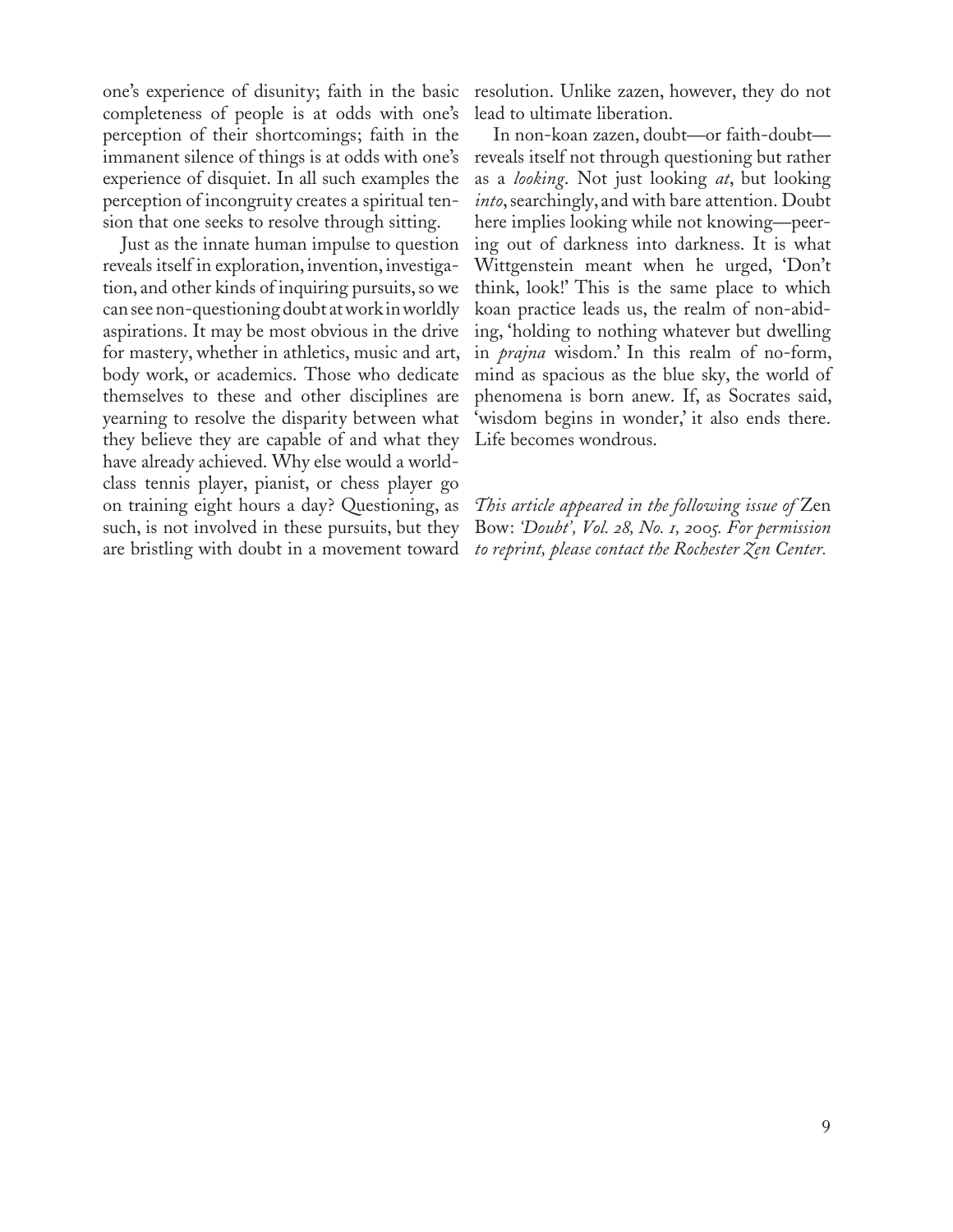one's experience of disunity; faith in the basic completeness of people is at odds with one's perception of their shortcomings; faith in the immanent silence of things is at odds with one's experience of disquiet. In all such examples the perception of incongruity creates a spiritual tension that one seeks to resolve through sitting.

Just as the innate human impulse to question reveals itself in exploration, invention, investigation, and other kinds of inquiring pursuits, so we can see non-questioning doubt at work in worldly aspirations. It may be most obvious in the drive for mastery, whether in athletics, music and art, body work, or academics. Those who dedicate themselves to these and other disciplines are yearning to resolve the disparity between what they believe they are capable of and what they have already achieved. Why else would a world-class tennis player, pianist, or chess player go on training eight hours a day? Questioning, as such, is not involved in these pursuits, but they are bristling with doubt in a movement toward resolution. Unlike zazen, however, they do not lead to ultimate liberation.

In non-koan zazen, doubt—or faith-doubt—reveals itself not through questioning but rather as a *looking*. Not just looking *at*, but looking *into*, searchingly, and with bare attention. Doubt here implies looking while not knowing—peering out of darkness into darkness. It is what Wittgenstein meant when he urged, 'Don't think, look!' This is the same place to which koan practice leads us, the realm of non-abiding, 'holding to nothing whatever but dwelling in *prajna* wisdom.' In this realm of no-form, mind as spacious as the blue sky, the world of phenomena is born anew. If, as Socrates said, 'wisdom begins in wonder,' it also ends there. Life becomes wondrous.

*This article appeared in the following issue of* Zen Bow: *'Doubt', Vol. 28, No. 1, 2005. For permission to reprint, please contact the Rochester Zen Center.*